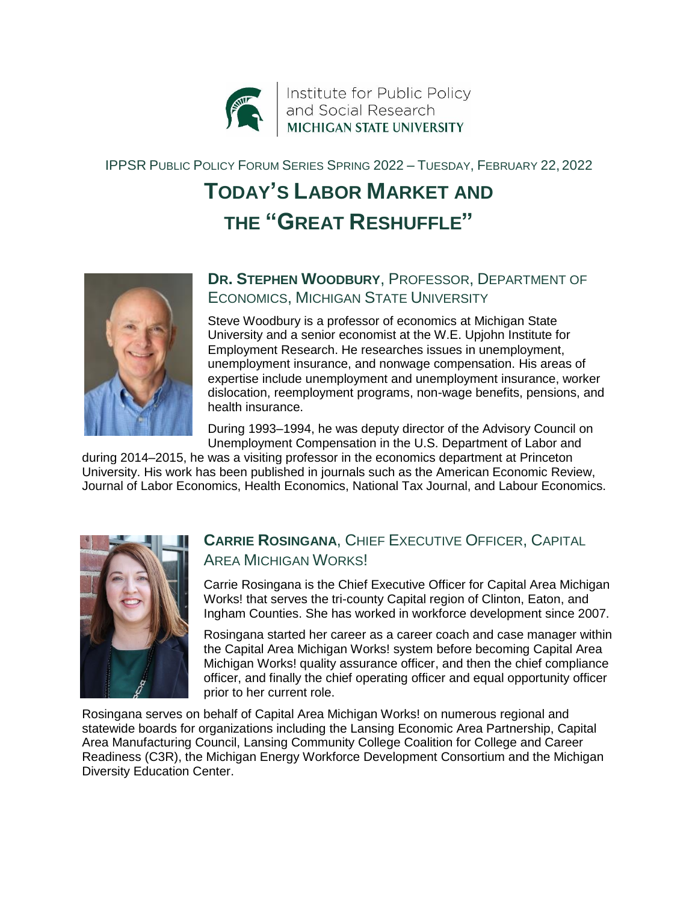Institute for Public Policy and Social Research
MICHIGAN STATE UNIVERSITY

IPPSR PUBLIC POLICY FORUM SERIES SPRING 2022 – TUESDAY, FEBRUARY 22, 2022

# TODAY'S LABOR MARKET AND THE "GREAT RESHUFFLE"

## DR. STEPHEN WOODBURY, PROFESSOR, DEPARTMENT OF ECONOMICS, MICHIGAN STATE UNIVERSITY

Steve Woodbury is a professor of economics at Michigan State University and a senior economist at the W.E. Upjohn Institute for Employment Research. He researches issues in unemployment, unemployment insurance, and nonwage compensation. His areas of expertise include unemployment and unemployment insurance, worker dislocation, reemployment programs, non-wage benefits, pensions, and health insurance.

During 1993–1994, he was deputy director of the Advisory Council on Unemployment Compensation in the U.S. Department of Labor and during 2014–2015, he was a visiting professor in the economics department at Princeton University. His work has been published in journals such as the American Economic Review, Journal of Labor Economics, Health Economics, National Tax Journal, and Labour Economics.

## CARRIE ROSINGANA, CHIEF EXECUTIVE OFFICER, CAPITAL AREA MICHIGAN WORKS!

Carrie Rosingana is the Chief Executive Officer for Capital Area Michigan Works! that serves the tri-county Capital region of Clinton, Eaton, and Ingham Counties. She has worked in workforce development since 2007.

Rosingana started her career as a career coach and case manager within the Capital Area Michigan Works! system before becoming Capital Area Michigan Works! quality assurance officer, and then the chief compliance officer, and finally the chief operating officer and equal opportunity officer prior to her current role.

Rosingana serves on behalf of Capital Area Michigan Works! on numerous regional and statewide boards for organizations including the Lansing Economic Area Partnership, Capital Area Manufacturing Council, Lansing Community College Coalition for College and Career Readiness (C3R), the Michigan Energy Workforce Development Consortium and the Michigan Diversity Education Center.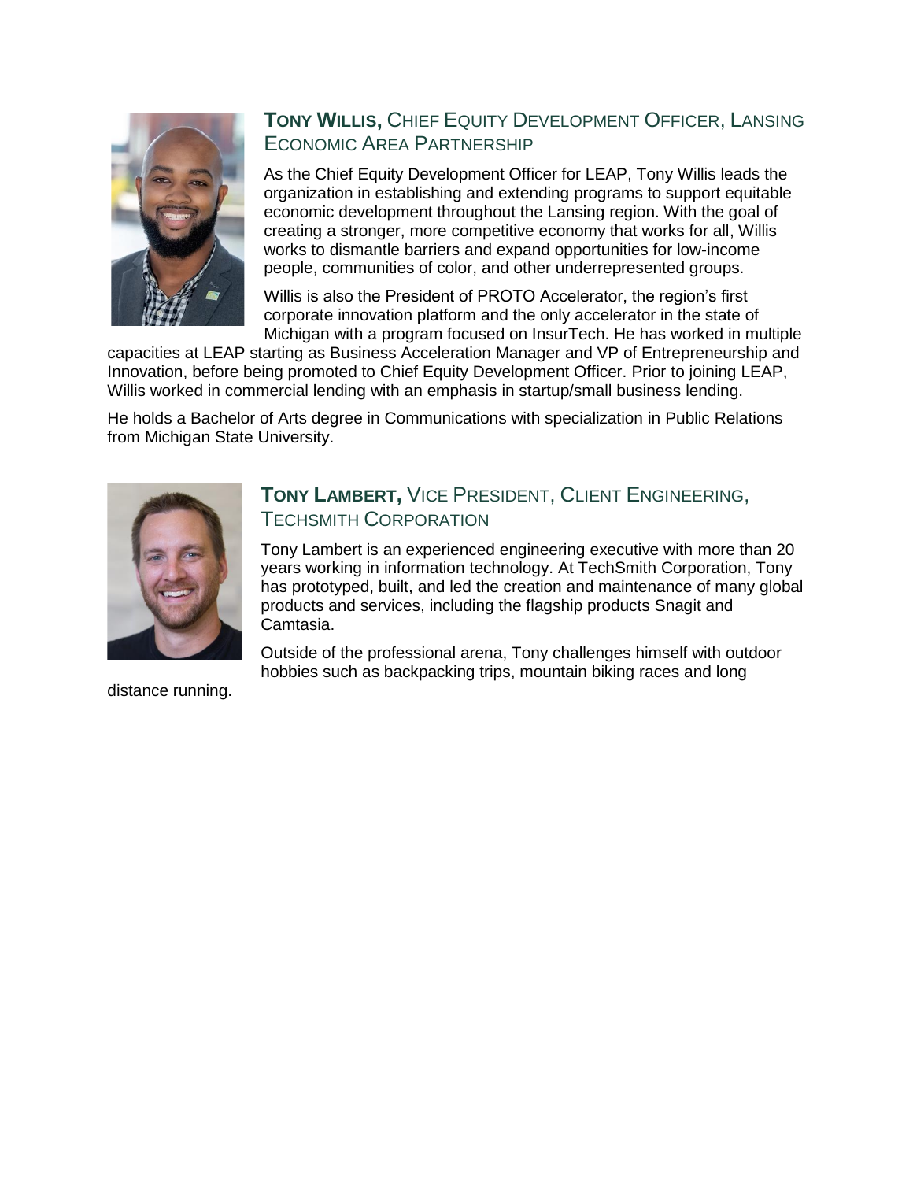### **TONY WILLIS,** CHIEF EQUITY DEVELOPMENT OFFICER, LANSING ECONOMIC AREA PARTNERSHIP

As the Chief Equity Development Officer for LEAP, Tony Willis leads the organization in establishing and extending programs to support equitable economic development throughout the Lansing region. With the goal of creating a stronger, more competitive economy that works for all, Willis works to dismantle barriers and expand opportunities for low-income people, communities of color, and other underrepresented groups.

Willis is also the President of PROTO Accelerator, the region's first corporate innovation platform and the only accelerator in the state of Michigan with a program focused on InsurTech. He has worked in multiple capacities at LEAP starting as Business Acceleration Manager and VP of Entrepreneurship and Innovation, before being promoted to Chief Equity Development Officer. Prior to joining LEAP, Willis worked in commercial lending with an emphasis in startup/small business lending.

He holds a Bachelor of Arts degree in Communications with specialization in Public Relations from Michigan State University.

### **TONY LAMBERT,** VICE PRESIDENT, CLIENT ENGINEERING, TECHSMITH CORPORATION

Tony Lambert is an experienced engineering executive with more than 20 years working in information technology. At TechSmith Corporation, Tony has prototyped, built, and led the creation and maintenance of many global products and services, including the flagship products Snagit and Camtasia.

Outside of the professional arena, Tony challenges himself with outdoor hobbies such as backpacking trips, mountain biking races and long distance running.